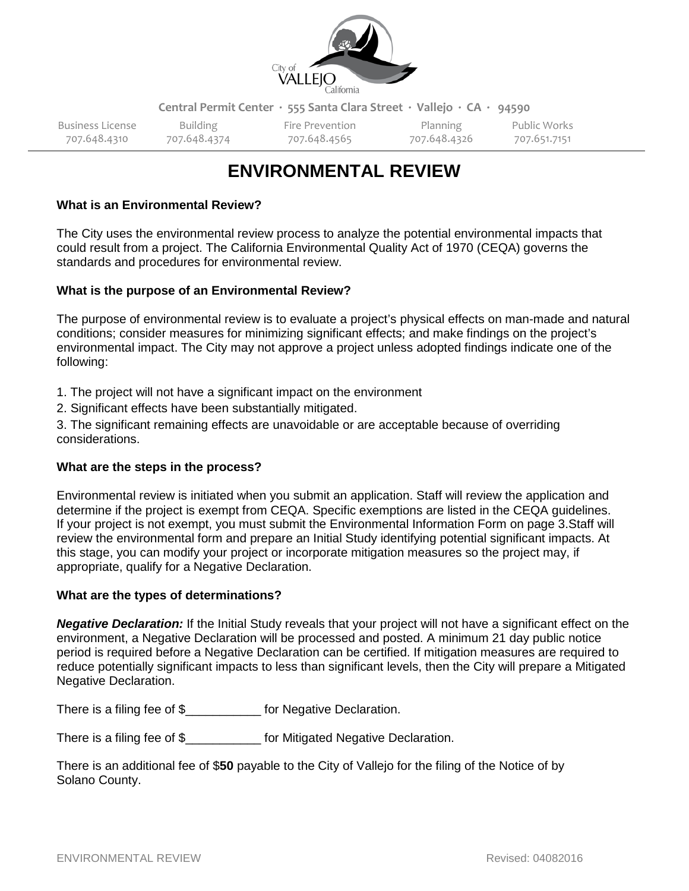City of VALLEJO California

Central Permit Center · 555 Santa Clara Street · Vallejo · CA · 94590

| Business License | Building | Fire Prevention | Planning | Public Works |
| --- | --- | --- | --- | --- |
| 707.648.4310 | 707.648.4374 | 707.648.4565 | 707.648.4326 | 707.651.7151 |

# ENVIRONMENTAL REVIEW

**What is an Environmental Review?**

The City uses the environmental review process to analyze the potential environmental impacts that could result from a project. The California Environmental Quality Act of 1970 (CEQA) governs the standards and procedures for environmental review.

**What is the purpose of an Environmental Review?**

The purpose of environmental review is to evaluate a project's physical effects on man-made and natural conditions; consider measures for minimizing significant effects; and make findings on the project's environmental impact. The City may not approve a project unless adopted findings indicate one of the following:

1. The project will not have a significant impact on the environment
2. Significant effects have been substantially mitigated.
3. The significant remaining effects are unavoidable or are acceptable because of overriding considerations.

**What are the steps in the process?**

Environmental review is initiated when you submit an application. Staff will review the application and determine if the project is exempt from CEQA. Specific exemptions are listed in the CEQA guidelines. If your project is not exempt, you must submit the Environmental Information Form on page 3.Staff will review the environmental form and prepare an Initial Study identifying potential significant impacts. At this stage, you can modify your project or incorporate mitigation measures so the project may, if appropriate, qualify for a Negative Declaration.

**What are the types of determinations?**

***Negative Declaration:*** If the Initial Study reveals that your project will not have a significant effect on the environment, a Negative Declaration will be processed and posted. A minimum 21 day public notice period is required before a Negative Declaration can be certified. If mitigation measures are required to reduce potentially significant impacts to less than significant levels, then the City will prepare a Mitigated Negative Declaration.

There is a filing fee of $___________ for Negative Declaration.

There is a filing fee of $___________ for Mitigated Negative Declaration.

There is an additional fee of $**50** payable to the City of Vallejo for the filing of the Notice of by Solano County.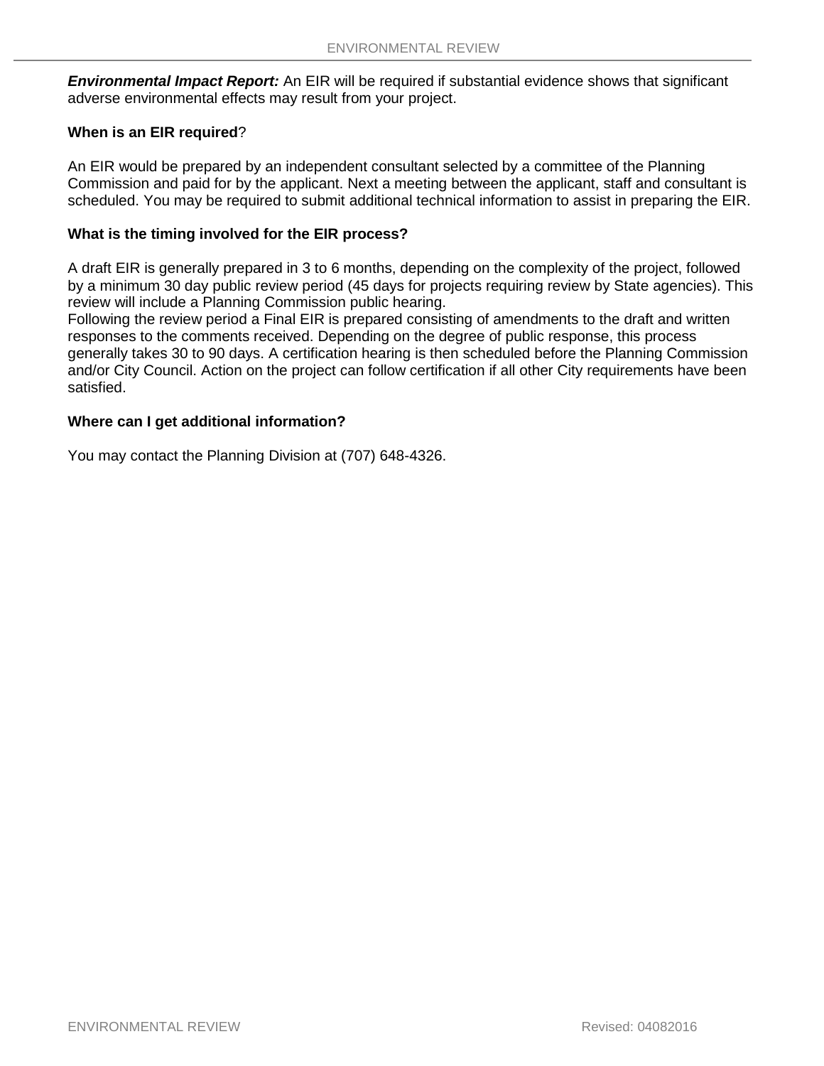***Environmental Impact Report:*** An EIR will be required if substantial evidence shows that significant adverse environmental effects may result from your project.

**When is an EIR required**?

An EIR would be prepared by an independent consultant selected by a committee of the Planning Commission and paid for by the applicant. Next a meeting between the applicant, staff and consultant is scheduled. You may be required to submit additional technical information to assist in preparing the EIR.

**What is the timing involved for the EIR process?**

A draft EIR is generally prepared in 3 to 6 months, depending on the complexity of the project, followed by a minimum 30 day public review period (45 days for projects requiring review by State agencies). This review will include a Planning Commission public hearing.
Following the review period a Final EIR is prepared consisting of amendments to the draft and written responses to the comments received. Depending on the degree of public response, this process generally takes 30 to 90 days. A certification hearing is then scheduled before the Planning Commission and/or City Council. Action on the project can follow certification if all other City requirements have been satisfied.

**Where can I get additional information?**

You may contact the Planning Division at (707) 648-4326.